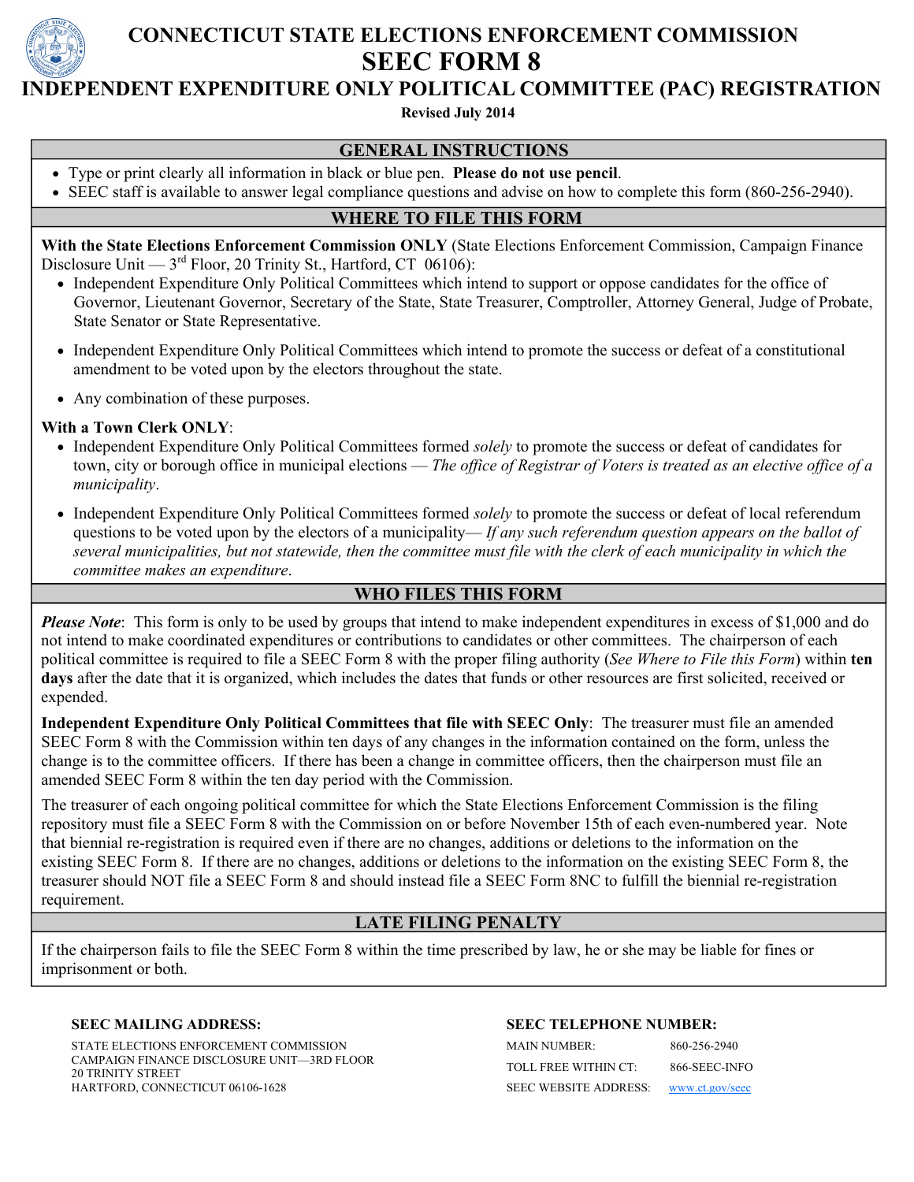# CONNECTICUT STATE ELECTIONS ENFORCEMENT COMMISSION

# SEEC FORM 8

## INDEPENDENT EXPENDITURE ONLY POLITICAL COMMITTEE (PAC) REGISTRATION

**Revised July 2014**

### GENERAL INSTRUCTIONS

- Type or print clearly all information in black or blue pen. **Please do not use pencil**.
- SEEC staff is available to answer legal compliance questions and advise on how to complete this form (860-256-2940).

### WHERE TO FILE THIS FORM

**With the State Elections Enforcement Commission ONLY** (State Elections Enforcement Commission, Campaign Finance Disclosure Unit — 3rd Floor, 20 Trinity St., Hartford, CT 06106):

- Independent Expenditure Only Political Committees which intend to support or oppose candidates for the office of Governor, Lieutenant Governor, Secretary of the State, State Treasurer, Comptroller, Attorney General, Judge of Probate, State Senator or State Representative.
- Independent Expenditure Only Political Committees which intend to promote the success or defeat of a constitutional amendment to be voted upon by the electors throughout the state.
- Any combination of these purposes.

**With a Town Clerk ONLY**:

- Independent Expenditure Only Political Committees formed *solely* to promote the success or defeat of candidates for town, city or borough office in municipal elections — *The office of Registrar of Voters is treated as an elective office of a municipality*.
- Independent Expenditure Only Political Committees formed *solely* to promote the success or defeat of local referendum questions to be voted upon by the electors of a municipality— *If any such referendum question appears on the ballot of several municipalities, but not statewide, then the committee must file with the clerk of each municipality in which the committee makes an expenditure*.

### WHO FILES THIS FORM

***Please Note***: This form is only to be used by groups that intend to make independent expenditures in excess of $1,000 and do not intend to make coordinated expenditures or contributions to candidates or other committees. The chairperson of each political committee is required to file a SEEC Form 8 with the proper filing authority (*See Where to File this Form*) within **ten days** after the date that it is organized, which includes the dates that funds or other resources are first solicited, received or expended.

**Independent Expenditure Only Political Committees that file with SEEC Only**: The treasurer must file an amended SEEC Form 8 with the Commission within ten days of any changes in the information contained on the form, unless the change is to the committee officers. If there has been a change in committee officers, then the chairperson must file an amended SEEC Form 8 within the ten day period with the Commission.

The treasurer of each ongoing political committee for which the State Elections Enforcement Commission is the filing repository must file a SEEC Form 8 with the Commission on or before November 15th of each even-numbered year. Note that biennial re-registration is required even if there are no changes, additions or deletions to the information on the existing SEEC Form 8. If there are no changes, additions or deletions to the information on the existing SEEC Form 8, the treasurer should NOT file a SEEC Form 8 and should instead file a SEEC Form 8NC to fulfill the biennial re-registration requirement.

### LATE FILING PENALTY

If the chairperson fails to file the SEEC Form 8 within the time prescribed by law, he or she may be liable for fines or imprisonment or both.

**SEEC MAILING ADDRESS:**

STATE ELECTIONS ENFORCEMENT COMMISSION
CAMPAIGN FINANCE DISCLOSURE UNIT—3RD FLOOR
20 TRINITY STREET
HARTFORD, CONNECTICUT 06106-1628

**SEEC TELEPHONE NUMBER:**

| | |
|---|---|
| MAIN NUMBER: | 860-256-2940 |
| TOLL FREE WITHIN CT: | 866-SEEC-INFO |
| SEEC WEBSITE ADDRESS: | www.ct.gov/seec |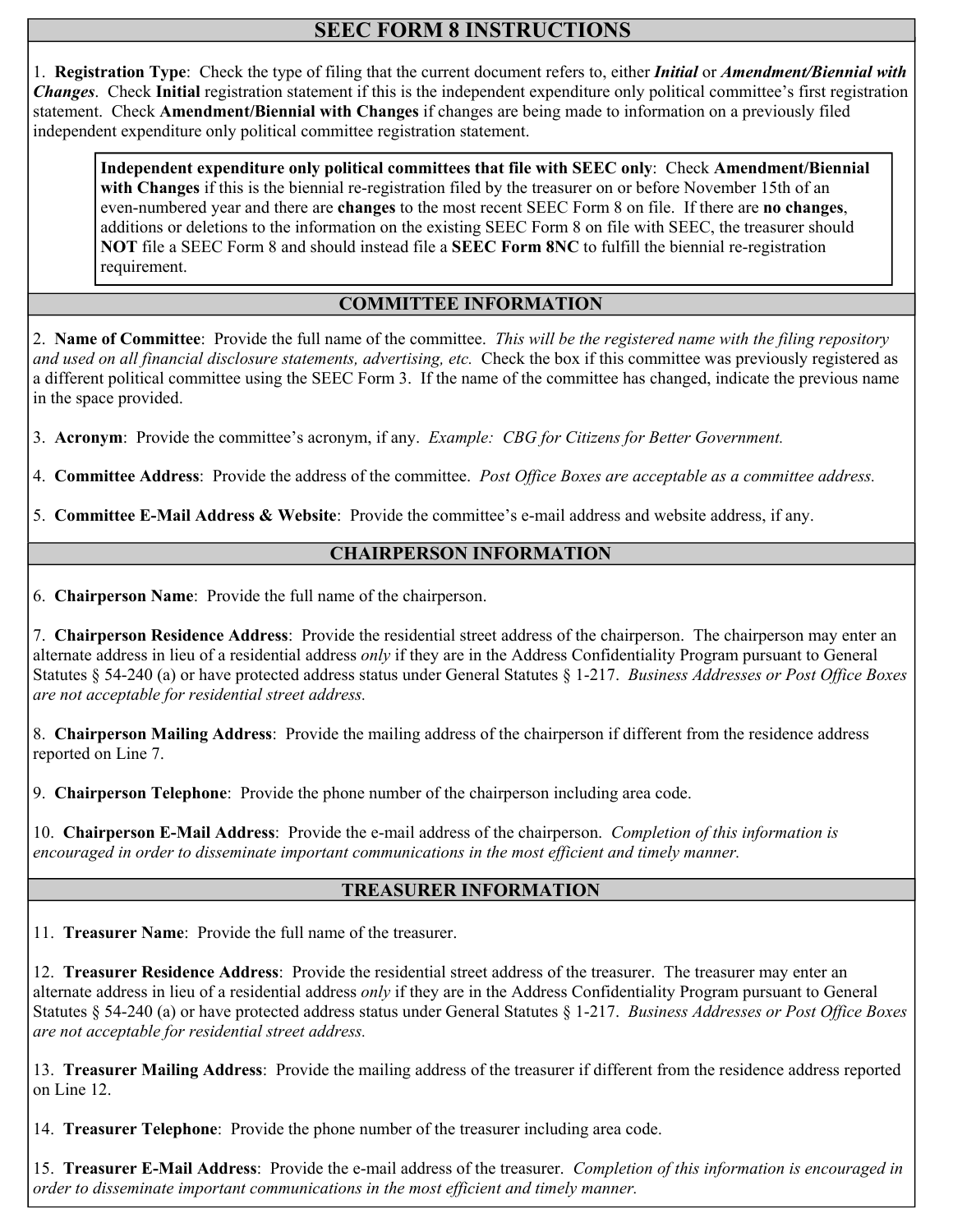# SEEC FORM 8 INSTRUCTIONS

1. **Registration Type**: Check the type of filing that the current document refers to, either ***Initial*** or ***Amendment/Biennial with Changes***. Check **Initial** registration statement if this is the independent expenditure only political committee's first registration statement. Check **Amendment/Biennial with Changes** if changes are being made to information on a previously filed independent expenditure only political committee registration statement.

> **Independent expenditure only political committees that file with SEEC only**: Check **Amendment/Biennial with Changes** if this is the biennial re-registration filed by the treasurer on or before November 15th of an even-numbered year and there are **changes** to the most recent SEEC Form 8 on file. If there are **no changes**, additions or deletions to the information on the existing SEEC Form 8 on file with SEEC, the treasurer should **NOT** file a SEEC Form 8 and should instead file a **SEEC Form 8NC** to fulfill the biennial re-registration requirement.

## COMMITTEE INFORMATION

2. **Name of Committee**: Provide the full name of the committee. *This will be the registered name with the filing repository and used on all financial disclosure statements, advertising, etc.* Check the box if this committee was previously registered as a different political committee using the SEEC Form 3. If the name of the committee has changed, indicate the previous name in the space provided.

3. **Acronym**: Provide the committee's acronym, if any. *Example: CBG for Citizens for Better Government.*

4. **Committee Address**: Provide the address of the committee. *Post Office Boxes are acceptable as a committee address.*

5. **Committee E-Mail Address & Website**: Provide the committee's e-mail address and website address, if any.

## CHAIRPERSON INFORMATION

6. **Chairperson Name**: Provide the full name of the chairperson.

7. **Chairperson Residence Address**: Provide the residential street address of the chairperson. The chairperson may enter an alternate address in lieu of a residential address *only* if they are in the Address Confidentiality Program pursuant to General Statutes § 54-240 (a) or have protected address status under General Statutes § 1-217. *Business Addresses or Post Office Boxes are not acceptable for residential street address.*

8. **Chairperson Mailing Address**: Provide the mailing address of the chairperson if different from the residence address reported on Line 7.

9. **Chairperson Telephone**: Provide the phone number of the chairperson including area code.

10. **Chairperson E-Mail Address**: Provide the e-mail address of the chairperson. *Completion of this information is encouraged in order to disseminate important communications in the most efficient and timely manner.*

## TREASURER INFORMATION

11. **Treasurer Name**: Provide the full name of the treasurer.

12. **Treasurer Residence Address**: Provide the residential street address of the treasurer. The treasurer may enter an alternate address in lieu of a residential address *only* if they are in the Address Confidentiality Program pursuant to General Statutes § 54-240 (a) or have protected address status under General Statutes § 1-217. *Business Addresses or Post Office Boxes are not acceptable for residential street address.*

13. **Treasurer Mailing Address**: Provide the mailing address of the treasurer if different from the residence address reported on Line 12.

14. **Treasurer Telephone**: Provide the phone number of the treasurer including area code.

15. **Treasurer E-Mail Address**: Provide the e-mail address of the treasurer. *Completion of this information is encouraged in order to disseminate important communications in the most efficient and timely manner.*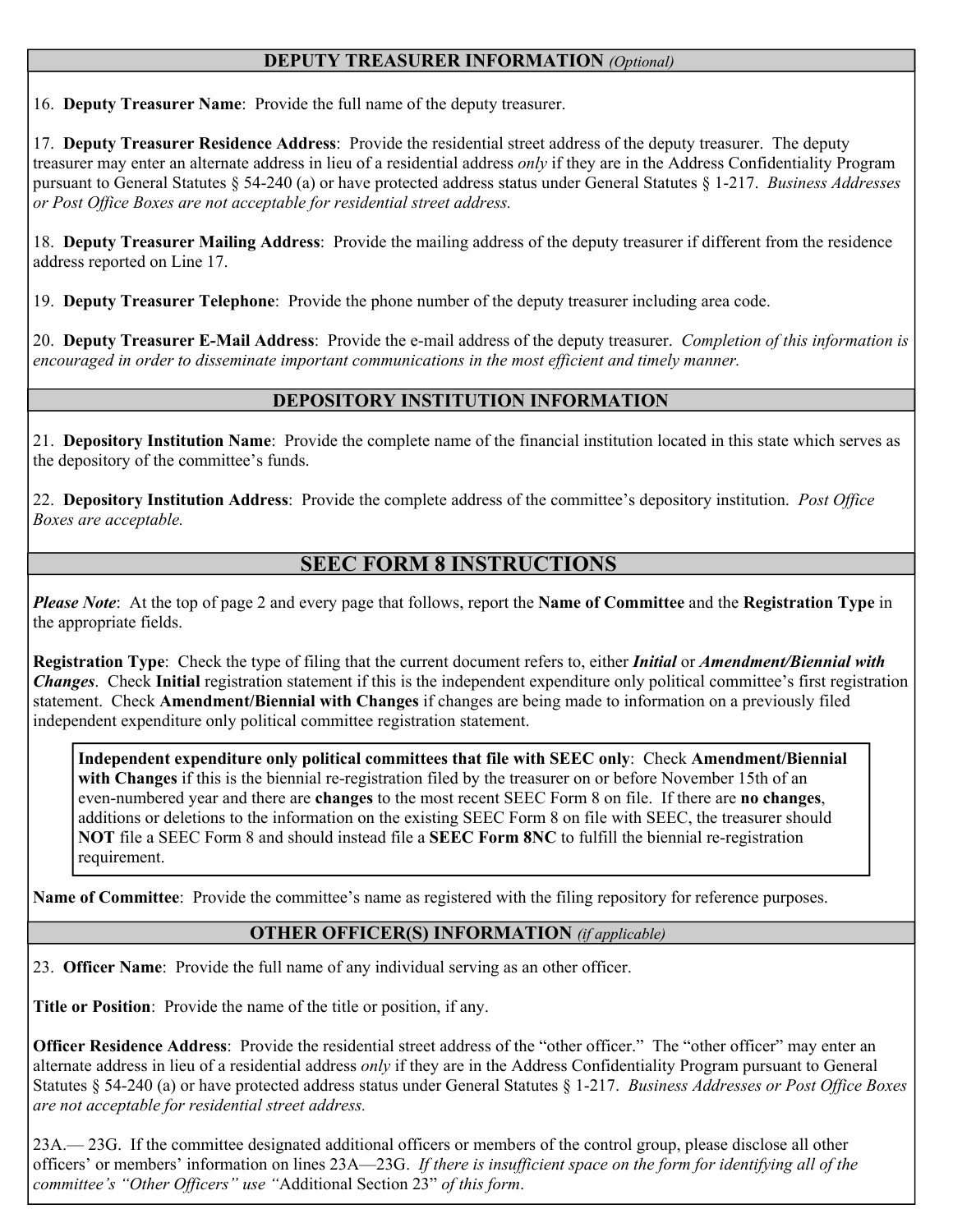## DEPUTY TREASURER INFORMATION *(Optional)*

16. **Deputy Treasurer Name**: Provide the full name of the deputy treasurer.

17. **Deputy Treasurer Residence Address**: Provide the residential street address of the deputy treasurer. The deputy treasurer may enter an alternate address in lieu of a residential address *only* if they are in the Address Confidentiality Program pursuant to General Statutes § 54-240 (a) or have protected address status under General Statutes § 1-217. *Business Addresses or Post Office Boxes are not acceptable for residential street address.*

18. **Deputy Treasurer Mailing Address**: Provide the mailing address of the deputy treasurer if different from the residence address reported on Line 17.

19. **Deputy Treasurer Telephone**: Provide the phone number of the deputy treasurer including area code.

20. **Deputy Treasurer E-Mail Address**: Provide the e-mail address of the deputy treasurer. *Completion of this information is encouraged in order to disseminate important communications in the most efficient and timely manner.*

## DEPOSITORY INSTITUTION INFORMATION

21. **Depository Institution Name**: Provide the complete name of the financial institution located in this state which serves as the depository of the committee's funds.

22. **Depository Institution Address**: Provide the complete address of the committee's depository institution. *Post Office Boxes are acceptable.*

# SEEC FORM 8 INSTRUCTIONS

***Please Note***: At the top of page 2 and every page that follows, report the **Name of Committee** and the **Registration Type** in the appropriate fields.

**Registration Type**: Check the type of filing that the current document refers to, either ***Initial*** or ***Amendment/Biennial with Changes***. Check **Initial** registration statement if this is the independent expenditure only political committee's first registration statement. Check **Amendment/Biennial with Changes** if changes are being made to information on a previously filed independent expenditure only political committee registration statement.

> **Independent expenditure only political committees that file with SEEC only**: Check **Amendment/Biennial with Changes** if this is the biennial re-registration filed by the treasurer on or before November 15th of an even-numbered year and there are **changes** to the most recent SEEC Form 8 on file. If there are **no changes**, additions or deletions to the information on the existing SEEC Form 8 on file with SEEC, the treasurer should **NOT** file a SEEC Form 8 and should instead file a **SEEC Form 8NC** to fulfill the biennial re-registration requirement.

**Name of Committee**: Provide the committee's name as registered with the filing repository for reference purposes.

## OTHER OFFICER(S) INFORMATION *(if applicable)*

23. **Officer Name**: Provide the full name of any individual serving as an other officer.

**Title or Position**: Provide the name of the title or position, if any.

**Officer Residence Address**: Provide the residential street address of the "other officer." The "other officer" may enter an alternate address in lieu of a residential address *only* if they are in the Address Confidentiality Program pursuant to General Statutes § 54-240 (a) or have protected address status under General Statutes § 1-217. *Business Addresses or Post Office Boxes are not acceptable for residential street address.*

23A.— 23G. If the committee designated additional officers or members of the control group, please disclose all other officers' or members' information on lines 23A—23G. *If there is insufficient space on the form for identifying all of the committee's "Other Officers" use "*Additional Section 23*" of this form*.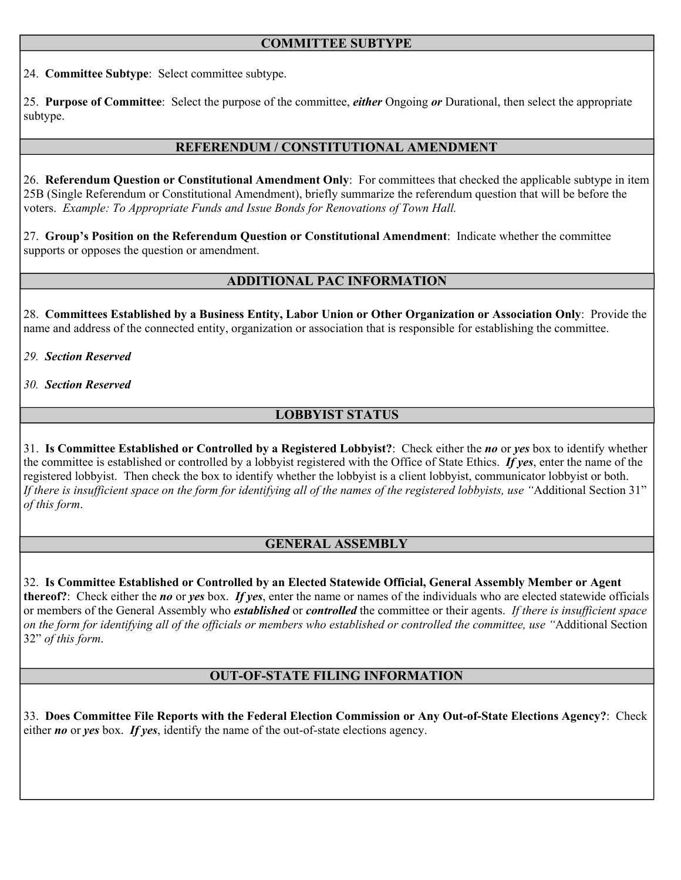## COMMITTEE SUBTYPE

24. **Committee Subtype**: Select committee subtype.

25. **Purpose of Committee**: Select the purpose of the committee, ***either*** Ongoing ***or*** Durational, then select the appropriate subtype.

## REFERENDUM / CONSTITUTIONAL AMENDMENT

26. **Referendum Question or Constitutional Amendment Only**: For committees that checked the applicable subtype in item 25B (Single Referendum or Constitutional Amendment), briefly summarize the referendum question that will be before the voters. *Example: To Appropriate Funds and Issue Bonds for Renovations of Town Hall.*

27. **Group's Position on the Referendum Question or Constitutional Amendment**: Indicate whether the committee supports or opposes the question or amendment.

## ADDITIONAL PAC INFORMATION

28. **Committees Established by a Business Entity, Labor Union or Other Organization or Association Only**: Provide the name and address of the connected entity, organization or association that is responsible for establishing the committee.

*29. **Section Reserved***

*30. **Section Reserved***

## LOBBYIST STATUS

31. **Is Committee Established or Controlled by a Registered Lobbyist?**: Check either the ***no*** or ***yes*** box to identify whether the committee is established or controlled by a lobbyist registered with the Office of State Ethics. ***If yes***, enter the name of the registered lobbyist. Then check the box to identify whether the lobbyist is a client lobbyist, communicator lobbyist or both. *If there is insufficient space on the form for identifying all of the names of the registered lobbyists, use "*Additional Section 31" *of this form*.

## GENERAL ASSEMBLY

32. **Is Committee Established or Controlled by an Elected Statewide Official, General Assembly Member or Agent thereof?**: Check either the ***no*** or ***yes*** box. ***If yes***, enter the name or names of the individuals who are elected statewide officials or members of the General Assembly who ***established*** or ***controlled*** the committee or their agents. *If there is insufficient space on the form for identifying all of the officials or members who established or controlled the committee, use "*Additional Section 32" *of this form*.

## OUT-OF-STATE FILING INFORMATION

33. **Does Committee File Reports with the Federal Election Commission or Any Out-of-State Elections Agency?**: Check either ***no*** or ***yes*** box. ***If yes***, identify the name of the out-of-state elections agency.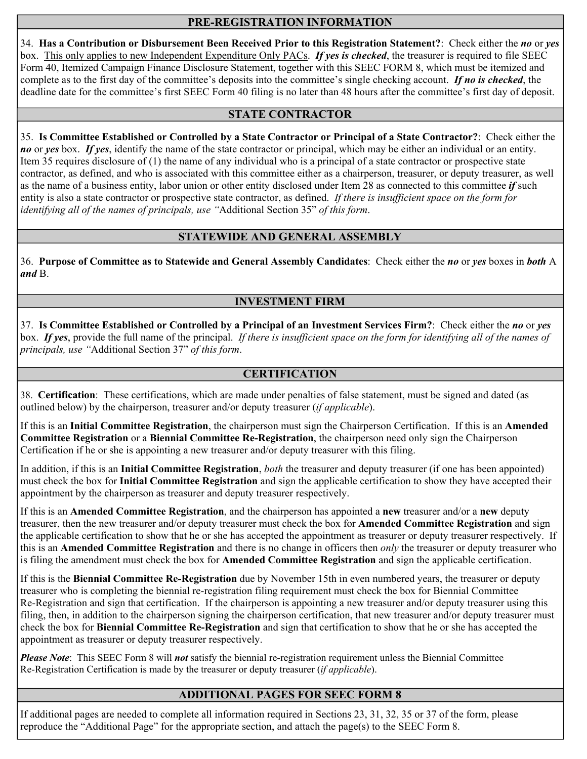## PRE-REGISTRATION INFORMATION

34. **Has a Contribution or Disbursement Been Received Prior to this Registration Statement?**: Check either the ***no*** or ***yes*** box. <u>This only applies to new Independent Expenditure Only PACs</u>. ***If yes is checked***, the treasurer is required to file SEEC Form 40, Itemized Campaign Finance Disclosure Statement, together with this SEEC FORM 8, which must be itemized and complete as to the first day of the committee's deposits into the committee's single checking account. ***If no is checked***, the deadline date for the committee's first SEEC Form 40 filing is no later than 48 hours after the committee's first day of deposit.

## STATE CONTRACTOR

35. **Is Committee Established or Controlled by a State Contractor or Principal of a State Contractor?**: Check either the ***no*** or ***yes*** box. ***If yes***, identify the name of the state contractor or principal, which may be either an individual or an entity. Item 35 requires disclosure of (1) the name of any individual who is a principal of a state contractor or prospective state contractor, as defined, and who is associated with this committee either as a chairperson, treasurer, or deputy treasurer, as well as the name of a business entity, labor union or other entity disclosed under Item 28 as connected to this committee ***if*** such entity is also a state contractor or prospective state contractor, as defined. *If there is insufficient space on the form for identifying all of the names of principals, use "*Additional Section 35" *of this form*.

## STATEWIDE AND GENERAL ASSEMBLY

36. **Purpose of Committee as to Statewide and General Assembly Candidates**: Check either the ***no*** or ***yes*** boxes in ***both*** A ***and*** B.

## INVESTMENT FIRM

37. **Is Committee Established or Controlled by a Principal of an Investment Services Firm?**: Check either the ***no*** or ***yes*** box. ***If yes***, provide the full name of the principal. *If there is insufficient space on the form for identifying all of the names of principals, use "*Additional Section 37" *of this form*.

## CERTIFICATION

38. **Certification**: These certifications, which are made under penalties of false statement, must be signed and dated (as outlined below) by the chairperson, treasurer and/or deputy treasurer (*if applicable*).

If this is an **Initial Committee Registration**, the chairperson must sign the Chairperson Certification. If this is an **Amended Committee Registration** or a **Biennial Committee Re-Registration**, the chairperson need only sign the Chairperson Certification if he or she is appointing a new treasurer and/or deputy treasurer with this filing.

In addition, if this is an **Initial Committee Registration**, *both* the treasurer and deputy treasurer (if one has been appointed) must check the box for **Initial Committee Registration** and sign the applicable certification to show they have accepted their appointment by the chairperson as treasurer and deputy treasurer respectively.

If this is an **Amended Committee Registration**, and the chairperson has appointed a **new** treasurer and/or a **new** deputy treasurer, then the new treasurer and/or deputy treasurer must check the box for **Amended Committee Registration** and sign the applicable certification to show that he or she has accepted the appointment as treasurer or deputy treasurer respectively. If this is an **Amended Committee Registration** and there is no change in officers then *only* the treasurer or deputy treasurer who is filing the amendment must check the box for **Amended Committee Registration** and sign the applicable certification.

If this is the **Biennial Committee Re-Registration** due by November 15th in even numbered years, the treasurer or deputy treasurer who is completing the biennial re-registration filing requirement must check the box for Biennial Committee Re-Registration and sign that certification. If the chairperson is appointing a new treasurer and/or deputy treasurer using this filing, then, in addition to the chairperson signing the chairperson certification, that new treasurer and/or deputy treasurer must check the box for **Biennial Committee Re-Registration** and sign that certification to show that he or she has accepted the appointment as treasurer or deputy treasurer respectively.

***Please Note***: This SEEC Form 8 will ***not*** satisfy the biennial re-registration requirement unless the Biennial Committee Re-Registration Certification is made by the treasurer or deputy treasurer (*if applicable*).

## ADDITIONAL PAGES FOR SEEC FORM 8

If additional pages are needed to complete all information required in Sections 23, 31, 32, 35 or 37 of the form, please reproduce the "Additional Page" for the appropriate section, and attach the page(s) to the SEEC Form 8.